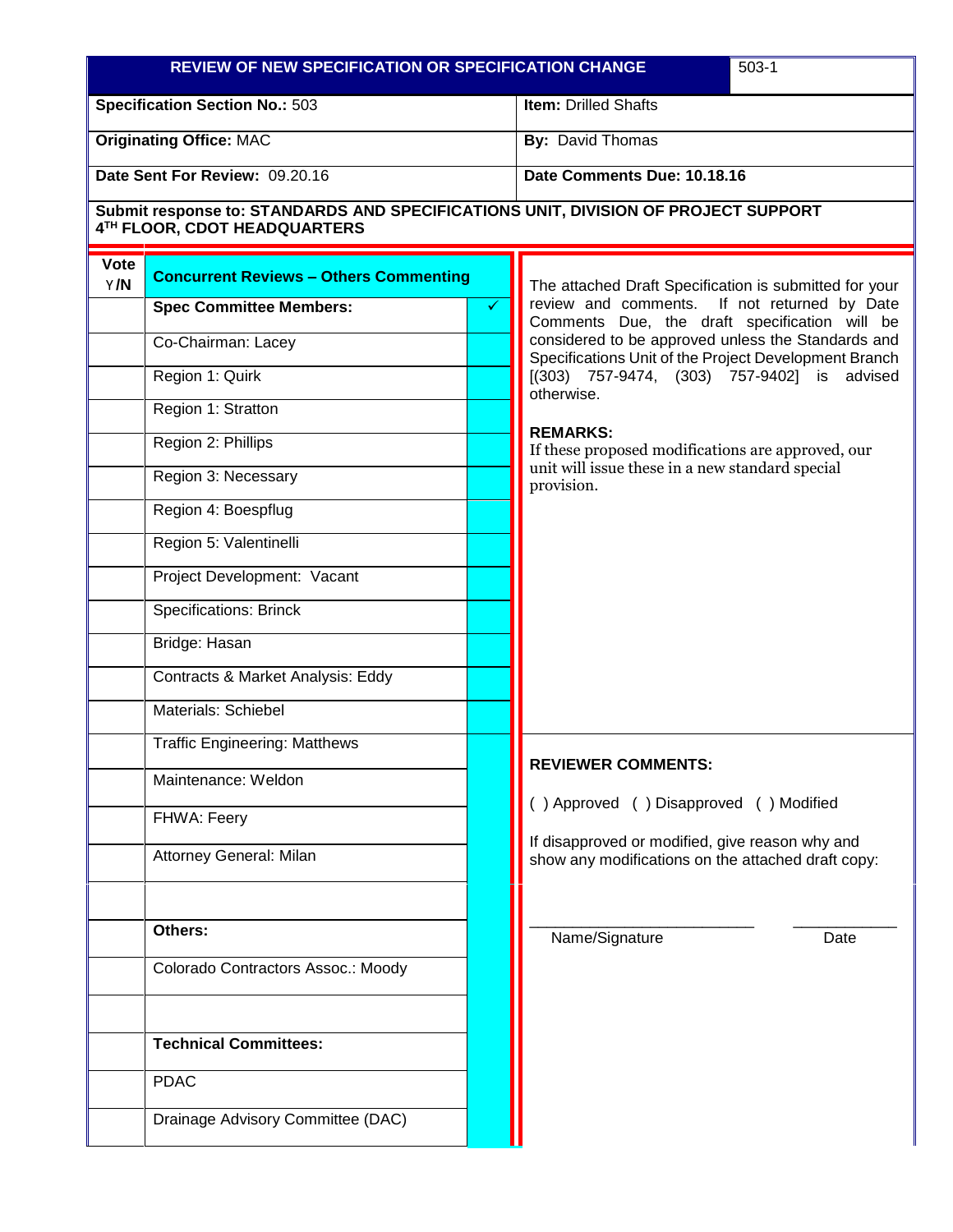| REVIEW OF NEW SPECIFICATION OR SPECIFICATION CHANGE | 503-1 |
|---|---|
| **Specification Section No.:** 503 | **Item:** Drilled Shafts |
| **Originating Office:** MAC | **By:** David Thomas |
| **Date Sent For Review:** 09.20.16 | **Date Comments Due: 10.18.16** |

**Submit response to: STANDARDS AND SPECIFICATIONS UNIT, DIVISION OF PROJECT SUPPORT 4TH FLOOR, CDOT HEADQUARTERS**

| Vote Y/N | Concurrent Reviews – Others Commenting | |
|---|---|---|
| | **Spec Committee Members:** | ✓ |
| | Co-Chairman: Lacey | |
| | Region 1: Quirk | |
| | Region 1: Stratton | |
| | Region 2: Phillips | |
| | Region 3: Necessary | |
| | Region 4: Boespflug | |
| | Region 5: Valentinelli | |
| | Project Development: Vacant | |
| | Specifications: Brinck | |
| | Bridge: Hasan | |
| | Contracts & Market Analysis: Eddy | |
| | Materials: Schiebel | |
| | Traffic Engineering: Matthews | |
| | Maintenance: Weldon | |
| | FHWA: Feery | |
| | Attorney General: Milan | |
| | | |
| | **Others:** | |
| | Colorado Contractors Assoc.: Moody | |
| | | |
| | **Technical Committees:** | |
| | PDAC | |
| | Drainage Advisory Committee (DAC) | |

The attached Draft Specification is submitted for your review and comments. If not returned by Date Comments Due, the draft specification will be considered to be approved unless the Standards and Specifications Unit of the Project Development Branch [(303) 757-9474, (303) 757-9402] is advised otherwise.

**REMARKS:**

If these proposed modifications are approved, our unit will issue these in a new standard special provision.

**REVIEWER COMMENTS:**

( ) Approved ( ) Disapproved ( ) Modified

If disapproved or modified, give reason why and show any modifications on the attached draft copy:

_________________________ ____________

Name/Signature Date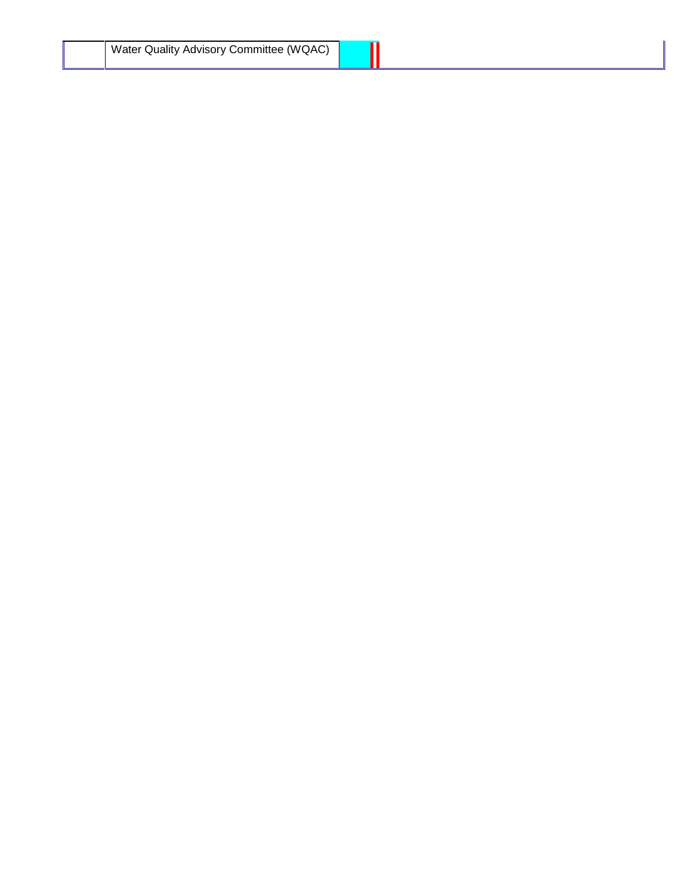| | Water Quality Advisory Committee (WQAC) | | |
|---|---|---|---|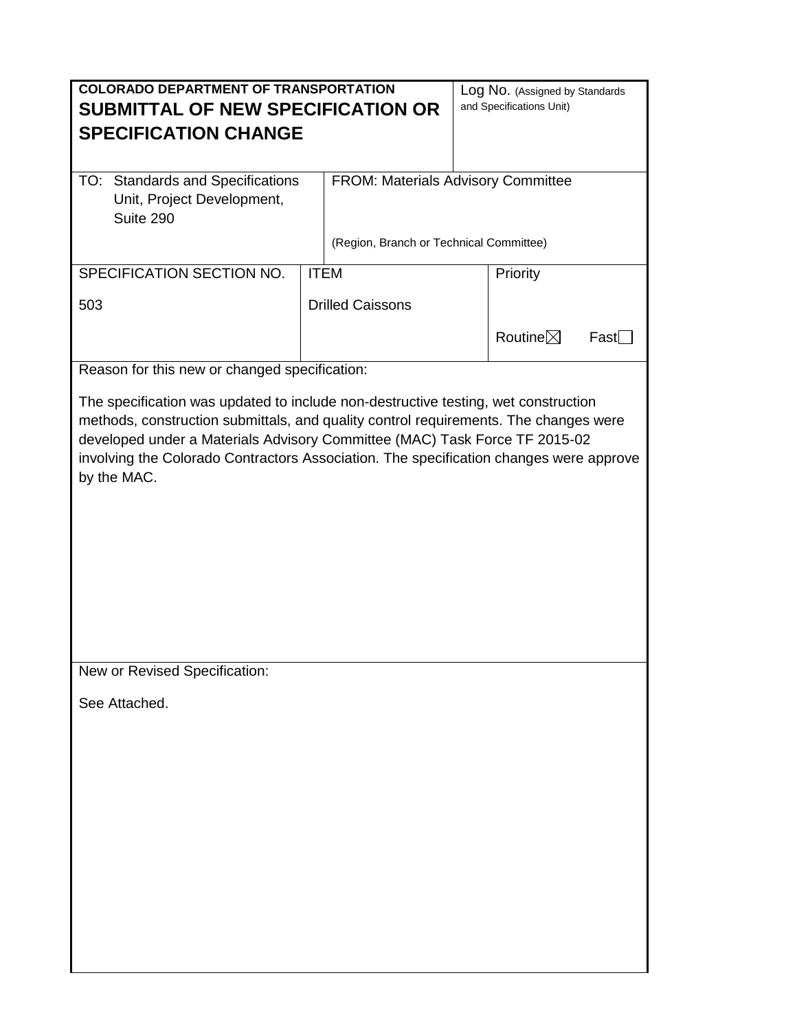**COLORADO DEPARTMENT OF TRANSPORTATION**

## SUBMITTAL OF NEW SPECIFICATION OR SPECIFICATION CHANGE

Log No. (Assigned by Standards and Specifications Unit)

| TO: Standards and Specifications Unit, Project Development, Suite 290 | FROM: Materials Advisory Committee<br><br>(Region, Branch or Technical Committee) | |
|---|---|---|
| SPECIFICATION SECTION NO.<br><br>503 | ITEM<br><br>Drilled Caissons | Priority<br><br>Routine ☒ Fast ☐ |

Reason for this new or changed specification:

The specification was updated to include non-destructive testing, wet construction methods, construction submittals, and quality control requirements. The changes were developed under a Materials Advisory Committee (MAC) Task Force TF 2015-02 involving the Colorado Contractors Association. The specification changes were approve by the MAC.

New or Revised Specification:

See Attached.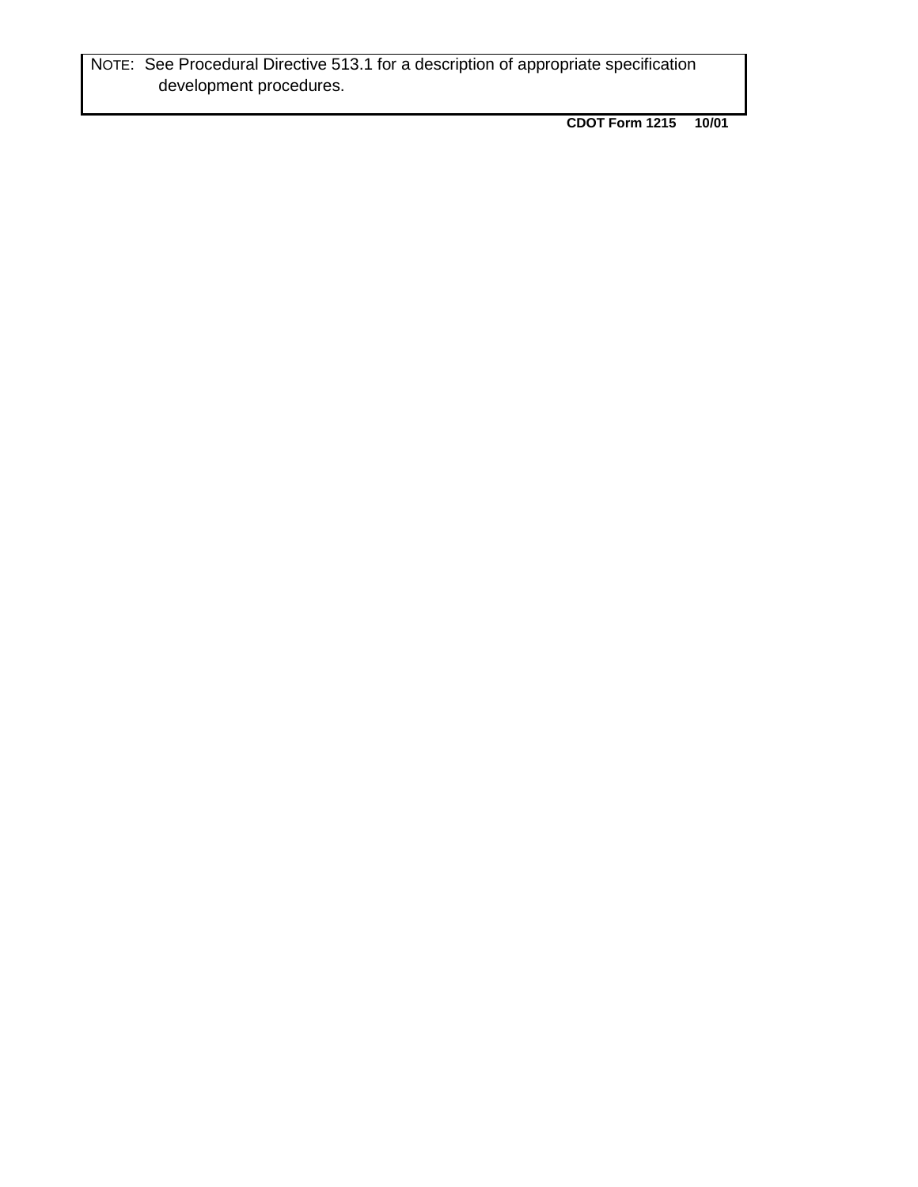NOTE: See Procedural Directive 513.1 for a description of appropriate specification development procedures.

**CDOT Form 1215 10/01**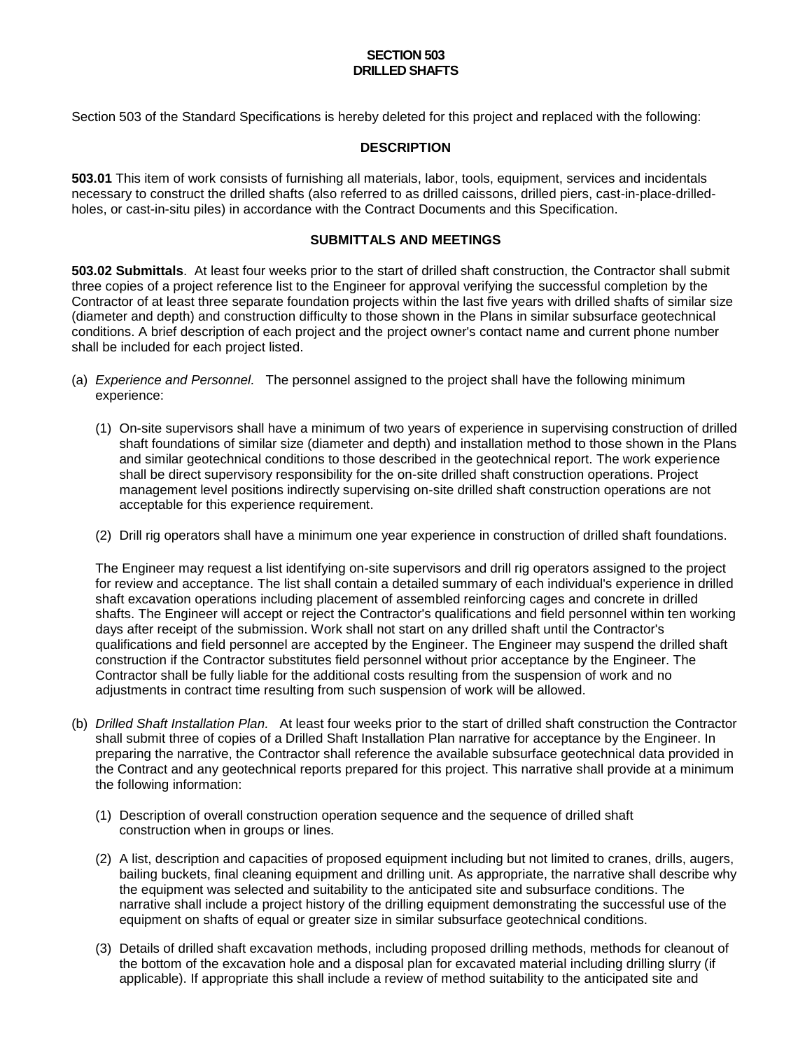# SECTION 503
# DRILLED SHAFTS

Section 503 of the Standard Specifications is hereby deleted for this project and replaced with the following:

## DESCRIPTION

**503.01** This item of work consists of furnishing all materials, labor, tools, equipment, services and incidentals necessary to construct the drilled shafts (also referred to as drilled caissons, drilled piers, cast-in-place-drilled-holes, or cast-in-situ piles) in accordance with the Contract Documents and this Specification.

## SUBMITTALS AND MEETINGS

**503.02 Submittals**. At least four weeks prior to the start of drilled shaft construction, the Contractor shall submit three copies of a project reference list to the Engineer for approval verifying the successful completion by the Contractor of at least three separate foundation projects within the last five years with drilled shafts of similar size (diameter and depth) and construction difficulty to those shown in the Plans in similar subsurface geotechnical conditions. A brief description of each project and the project owner's contact name and current phone number shall be included for each project listed.

(a) *Experience and Personnel.* The personnel assigned to the project shall have the following minimum experience:

   (1) On-site supervisors shall have a minimum of two years of experience in supervising construction of drilled shaft foundations of similar size (diameter and depth) and installation method to those shown in the Plans and similar geotechnical conditions to those described in the geotechnical report. The work experience shall be direct supervisory responsibility for the on-site drilled shaft construction operations. Project management level positions indirectly supervising on-site drilled shaft construction operations are not acceptable for this experience requirement.

   (2) Drill rig operators shall have a minimum one year experience in construction of drilled shaft foundations.

   The Engineer may request a list identifying on-site supervisors and drill rig operators assigned to the project for review and acceptance. The list shall contain a detailed summary of each individual's experience in drilled shaft excavation operations including placement of assembled reinforcing cages and concrete in drilled shafts. The Engineer will accept or reject the Contractor's qualifications and field personnel within ten working days after receipt of the submission. Work shall not start on any drilled shaft until the Contractor's qualifications and field personnel are accepted by the Engineer. The Engineer may suspend the drilled shaft construction if the Contractor substitutes field personnel without prior acceptance by the Engineer. The Contractor shall be fully liable for the additional costs resulting from the suspension of work and no adjustments in contract time resulting from such suspension of work will be allowed.

(b) *Drilled Shaft Installation Plan.* At least four weeks prior to the start of drilled shaft construction the Contractor shall submit three of copies of a Drilled Shaft Installation Plan narrative for acceptance by the Engineer. In preparing the narrative, the Contractor shall reference the available subsurface geotechnical data provided in the Contract and any geotechnical reports prepared for this project. This narrative shall provide at a minimum the following information:

   (1) Description of overall construction operation sequence and the sequence of drilled shaft construction when in groups or lines.

   (2) A list, description and capacities of proposed equipment including but not limited to cranes, drills, augers, bailing buckets, final cleaning equipment and drilling unit. As appropriate, the narrative shall describe why the equipment was selected and suitability to the anticipated site and subsurface conditions. The narrative shall include a project history of the drilling equipment demonstrating the successful use of the equipment on shafts of equal or greater size in similar subsurface geotechnical conditions.

   (3) Details of drilled shaft excavation methods, including proposed drilling methods, methods for cleanout of the bottom of the excavation hole and a disposal plan for excavated material including drilling slurry (if applicable). If appropriate this shall include a review of method suitability to the anticipated site and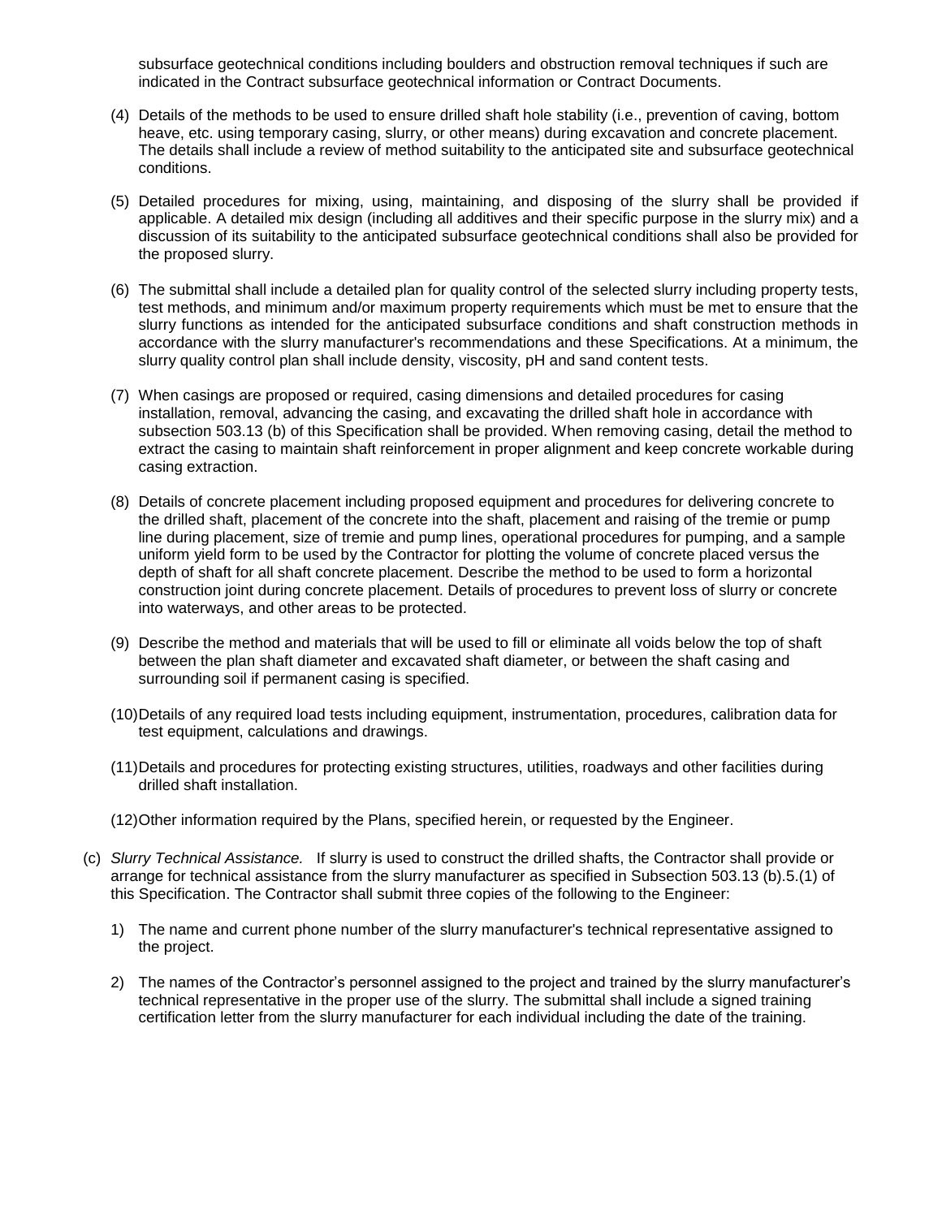subsurface geotechnical conditions including boulders and obstruction removal techniques if such are indicated in the Contract subsurface geotechnical information or Contract Documents.

(4) Details of the methods to be used to ensure drilled shaft hole stability (i.e., prevention of caving, bottom heave, etc. using temporary casing, slurry, or other means) during excavation and concrete placement. The details shall include a review of method suitability to the anticipated site and subsurface geotechnical conditions.

(5) Detailed procedures for mixing, using, maintaining, and disposing of the slurry shall be provided if applicable. A detailed mix design (including all additives and their specific purpose in the slurry mix) and a discussion of its suitability to the anticipated subsurface geotechnical conditions shall also be provided for the proposed slurry.

(6) The submittal shall include a detailed plan for quality control of the selected slurry including property tests, test methods, and minimum and/or maximum property requirements which must be met to ensure that the slurry functions as intended for the anticipated subsurface conditions and shaft construction methods in accordance with the slurry manufacturer's recommendations and these Specifications. At a minimum, the slurry quality control plan shall include density, viscosity, pH and sand content tests.

(7) When casings are proposed or required, casing dimensions and detailed procedures for casing installation, removal, advancing the casing, and excavating the drilled shaft hole in accordance with subsection 503.13 (b) of this Specification shall be provided. When removing casing, detail the method to extract the casing to maintain shaft reinforcement in proper alignment and keep concrete workable during casing extraction.

(8) Details of concrete placement including proposed equipment and procedures for delivering concrete to the drilled shaft, placement of the concrete into the shaft, placement and raising of the tremie or pump line during placement, size of tremie and pump lines, operational procedures for pumping, and a sample uniform yield form to be used by the Contractor for plotting the volume of concrete placed versus the depth of shaft for all shaft concrete placement. Describe the method to be used to form a horizontal construction joint during concrete placement. Details of procedures to prevent loss of slurry or concrete into waterways, and other areas to be protected.

(9) Describe the method and materials that will be used to fill or eliminate all voids below the top of shaft between the plan shaft diameter and excavated shaft diameter, or between the shaft casing and surrounding soil if permanent casing is specified.

(10) Details of any required load tests including equipment, instrumentation, procedures, calibration data for test equipment, calculations and drawings.

(11) Details and procedures for protecting existing structures, utilities, roadways and other facilities during drilled shaft installation.

(12) Other information required by the Plans, specified herein, or requested by the Engineer.

(c) *Slurry Technical Assistance.* If slurry is used to construct the drilled shafts, the Contractor shall provide or arrange for technical assistance from the slurry manufacturer as specified in Subsection 503.13 (b).5.(1) of this Specification. The Contractor shall submit three copies of the following to the Engineer:

1) The name and current phone number of the slurry manufacturer's technical representative assigned to the project.

2) The names of the Contractor's personnel assigned to the project and trained by the slurry manufacturer's technical representative in the proper use of the slurry. The submittal shall include a signed training certification letter from the slurry manufacturer for each individual including the date of the training.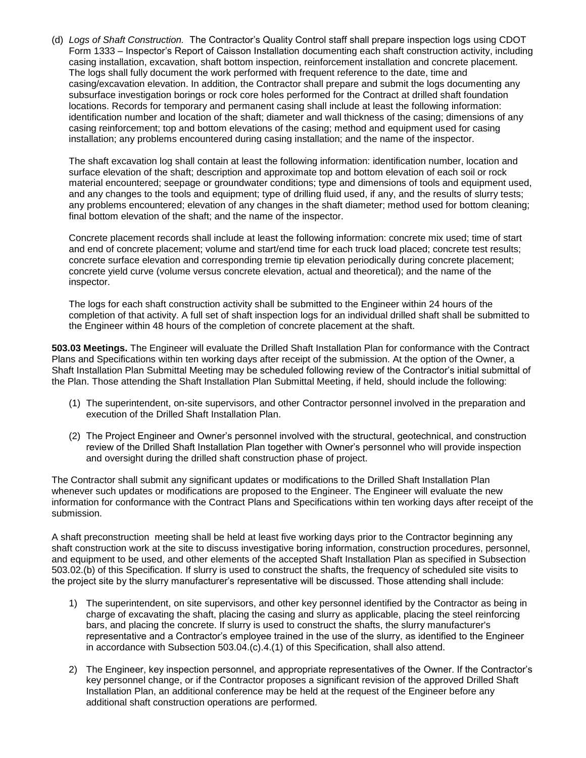(d) *Logs of Shaft Construction.* The Contractor's Quality Control staff shall prepare inspection logs using CDOT Form 1333 – Inspector's Report of Caisson Installation documenting each shaft construction activity, including casing installation, excavation, shaft bottom inspection, reinforcement installation and concrete placement. The logs shall fully document the work performed with frequent reference to the date, time and casing/excavation elevation. In addition, the Contractor shall prepare and submit the logs documenting any subsurface investigation borings or rock core holes performed for the Contract at drilled shaft foundation locations. Records for temporary and permanent casing shall include at least the following information: identification number and location of the shaft; diameter and wall thickness of the casing; dimensions of any casing reinforcement; top and bottom elevations of the casing; method and equipment used for casing installation; any problems encountered during casing installation; and the name of the inspector.

The shaft excavation log shall contain at least the following information: identification number, location and surface elevation of the shaft; description and approximate top and bottom elevation of each soil or rock material encountered; seepage or groundwater conditions; type and dimensions of tools and equipment used, and any changes to the tools and equipment; type of drilling fluid used, if any, and the results of slurry tests; any problems encountered; elevation of any changes in the shaft diameter; method used for bottom cleaning; final bottom elevation of the shaft; and the name of the inspector.

Concrete placement records shall include at least the following information: concrete mix used; time of start and end of concrete placement; volume and start/end time for each truck load placed; concrete test results; concrete surface elevation and corresponding tremie tip elevation periodically during concrete placement; concrete yield curve (volume versus concrete elevation, actual and theoretical); and the name of the inspector.

The logs for each shaft construction activity shall be submitted to the Engineer within 24 hours of the completion of that activity. A full set of shaft inspection logs for an individual drilled shaft shall be submitted to the Engineer within 48 hours of the completion of concrete placement at the shaft.

**503.03 Meetings.** The Engineer will evaluate the Drilled Shaft Installation Plan for conformance with the Contract Plans and Specifications within ten working days after receipt of the submission. At the option of the Owner, a Shaft Installation Plan Submittal Meeting may be scheduled following review of the Contractor's initial submittal of the Plan. Those attending the Shaft Installation Plan Submittal Meeting, if held, should include the following:

(1) The superintendent, on-site supervisors, and other Contractor personnel involved in the preparation and execution of the Drilled Shaft Installation Plan.

(2) The Project Engineer and Owner's personnel involved with the structural, geotechnical, and construction review of the Drilled Shaft Installation Plan together with Owner's personnel who will provide inspection and oversight during the drilled shaft construction phase of project.

The Contractor shall submit any significant updates or modifications to the Drilled Shaft Installation Plan whenever such updates or modifications are proposed to the Engineer. The Engineer will evaluate the new information for conformance with the Contract Plans and Specifications within ten working days after receipt of the submission.

A shaft preconstruction meeting shall be held at least five working days prior to the Contractor beginning any shaft construction work at the site to discuss investigative boring information, construction procedures, personnel, and equipment to be used, and other elements of the accepted Shaft Installation Plan as specified in Subsection 503.02.(b) of this Specification. If slurry is used to construct the shafts, the frequency of scheduled site visits to the project site by the slurry manufacturer's representative will be discussed. Those attending shall include:

1) The superintendent, on site supervisors, and other key personnel identified by the Contractor as being in charge of excavating the shaft, placing the casing and slurry as applicable, placing the steel reinforcing bars, and placing the concrete. If slurry is used to construct the shafts, the slurry manufacturer's representative and a Contractor's employee trained in the use of the slurry, as identified to the Engineer in accordance with Subsection 503.04.(c).4.(1) of this Specification, shall also attend.

2) The Engineer, key inspection personnel, and appropriate representatives of the Owner. If the Contractor's key personnel change, or if the Contractor proposes a significant revision of the approved Drilled Shaft Installation Plan, an additional conference may be held at the request of the Engineer before any additional shaft construction operations are performed.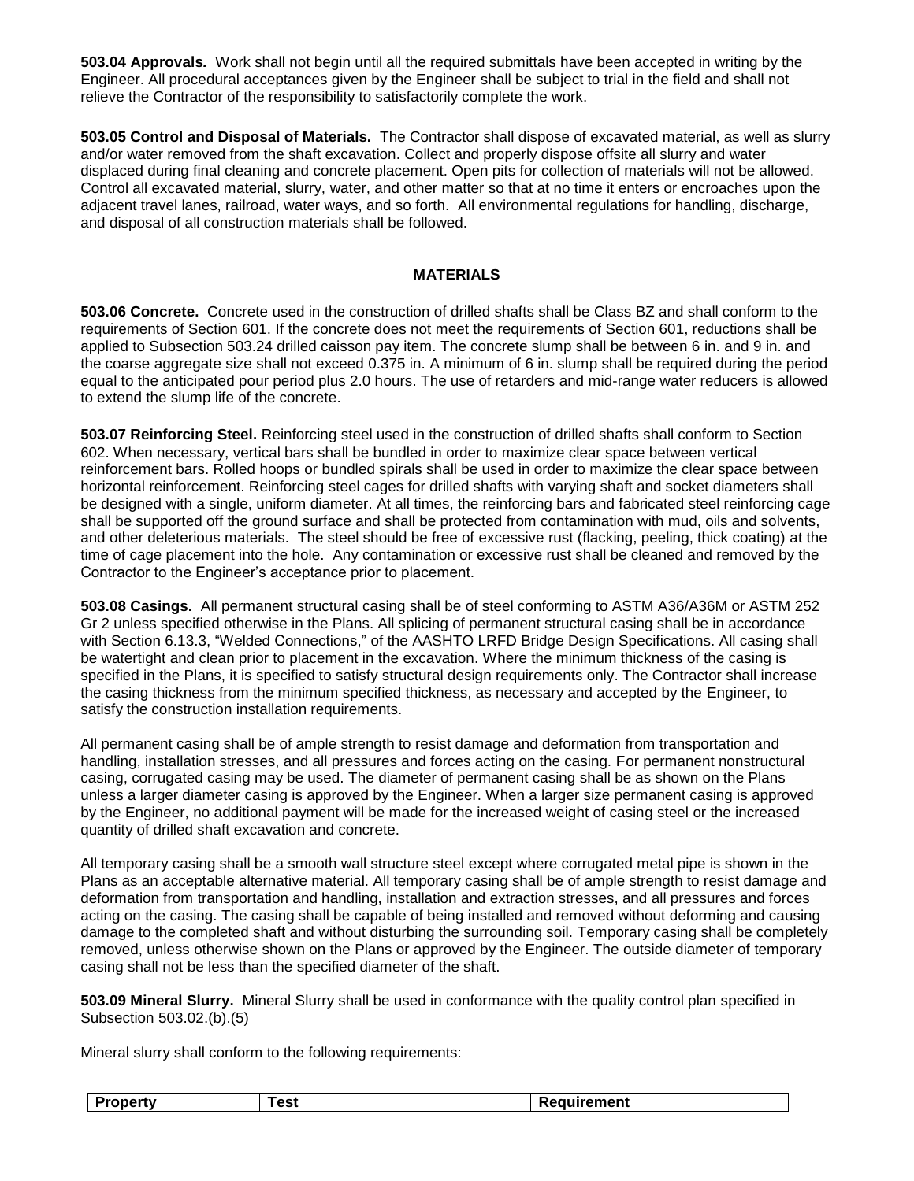**503.04 Approvals.** Work shall not begin until all the required submittals have been accepted in writing by the Engineer. All procedural acceptances given by the Engineer shall be subject to trial in the field and shall not relieve the Contractor of the responsibility to satisfactorily complete the work.

**503.05 Control and Disposal of Materials.** The Contractor shall dispose of excavated material, as well as slurry and/or water removed from the shaft excavation. Collect and properly dispose offsite all slurry and water displaced during final cleaning and concrete placement. Open pits for collection of materials will not be allowed. Control all excavated material, slurry, water, and other matter so that at no time it enters or encroaches upon the adjacent travel lanes, railroad, water ways, and so forth. All environmental regulations for handling, discharge, and disposal of all construction materials shall be followed.

## MATERIALS

**503.06 Concrete.** Concrete used in the construction of drilled shafts shall be Class BZ and shall conform to the requirements of Section 601. If the concrete does not meet the requirements of Section 601, reductions shall be applied to Subsection 503.24 drilled caisson pay item. The concrete slump shall be between 6 in. and 9 in. and the coarse aggregate size shall not exceed 0.375 in. A minimum of 6 in. slump shall be required during the period equal to the anticipated pour period plus 2.0 hours. The use of retarders and mid-range water reducers is allowed to extend the slump life of the concrete.

**503.07 Reinforcing Steel.** Reinforcing steel used in the construction of drilled shafts shall conform to Section 602. When necessary, vertical bars shall be bundled in order to maximize clear space between vertical reinforcement bars. Rolled hoops or bundled spirals shall be used in order to maximize the clear space between horizontal reinforcement. Reinforcing steel cages for drilled shafts with varying shaft and socket diameters shall be designed with a single, uniform diameter. At all times, the reinforcing bars and fabricated steel reinforcing cage shall be supported off the ground surface and shall be protected from contamination with mud, oils and solvents, and other deleterious materials. The steel should be free of excessive rust (flacking, peeling, thick coating) at the time of cage placement into the hole. Any contamination or excessive rust shall be cleaned and removed by the Contractor to the Engineer's acceptance prior to placement.

**503.08 Casings.** All permanent structural casing shall be of steel conforming to ASTM A36/A36M or ASTM 252 Gr 2 unless specified otherwise in the Plans. All splicing of permanent structural casing shall be in accordance with Section 6.13.3, "Welded Connections," of the AASHTO LRFD Bridge Design Specifications. All casing shall be watertight and clean prior to placement in the excavation. Where the minimum thickness of the casing is specified in the Plans, it is specified to satisfy structural design requirements only. The Contractor shall increase the casing thickness from the minimum specified thickness, as necessary and accepted by the Engineer, to satisfy the construction installation requirements.

All permanent casing shall be of ample strength to resist damage and deformation from transportation and handling, installation stresses, and all pressures and forces acting on the casing. For permanent nonstructural casing, corrugated casing may be used. The diameter of permanent casing shall be as shown on the Plans unless a larger diameter casing is approved by the Engineer. When a larger size permanent casing is approved by the Engineer, no additional payment will be made for the increased weight of casing steel or the increased quantity of drilled shaft excavation and concrete.

All temporary casing shall be a smooth wall structure steel except where corrugated metal pipe is shown in the Plans as an acceptable alternative material. All temporary casing shall be of ample strength to resist damage and deformation from transportation and handling, installation and extraction stresses, and all pressures and forces acting on the casing. The casing shall be capable of being installed and removed without deforming and causing damage to the completed shaft and without disturbing the surrounding soil. Temporary casing shall be completely removed, unless otherwise shown on the Plans or approved by the Engineer. The outside diameter of temporary casing shall not be less than the specified diameter of the shaft.

**503.09 Mineral Slurry.** Mineral Slurry shall be used in conformance with the quality control plan specified in Subsection 503.02.(b).(5)

Mineral slurry shall conform to the following requirements:

| Property | Test | Requirement |
|---|---|---|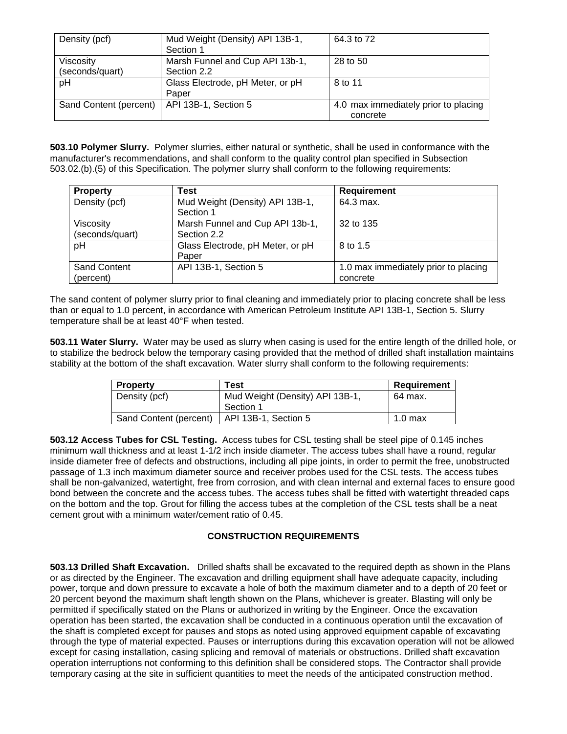| Density (pcf) | Mud Weight (Density) API 13B-1, Section 1 | 64.3 to 72 |
|---|---|---|
| Viscosity (seconds/quart) | Marsh Funnel and Cup API 13b-1, Section 2.2 | 28 to 50 |
| pH | Glass Electrode, pH Meter, or pH Paper | 8 to 11 |
| Sand Content (percent) | API 13B-1, Section 5 | 4.0 max immediately prior to placing concrete |

**503.10 Polymer Slurry.** Polymer slurries, either natural or synthetic, shall be used in conformance with the manufacturer's recommendations, and shall conform to the quality control plan specified in Subsection 503.02.(b).(5) of this Specification. The polymer slurry shall conform to the following requirements:

| Property | Test | Requirement |
|---|---|---|
| Density (pcf) | Mud Weight (Density) API 13B-1, Section 1 | 64.3 max. |
| Viscosity (seconds/quart) | Marsh Funnel and Cup API 13b-1, Section 2.2 | 32 to 135 |
| pH | Glass Electrode, pH Meter, or pH Paper | 8 to 1.5 |
| Sand Content (percent) | API 13B-1, Section 5 | 1.0 max immediately prior to placing concrete |

The sand content of polymer slurry prior to final cleaning and immediately prior to placing concrete shall be less than or equal to 1.0 percent, in accordance with American Petroleum Institute API 13B-1, Section 5. Slurry temperature shall be at least 40°F when tested.

**503.11 Water Slurry.** Water may be used as slurry when casing is used for the entire length of the drilled hole, or to stabilize the bedrock below the temporary casing provided that the method of drilled shaft installation maintains stability at the bottom of the shaft excavation. Water slurry shall conform to the following requirements:

| Property | Test | Requirement |
|---|---|---|
| Density (pcf) | Mud Weight (Density) API 13B-1, Section 1 | 64 max. |
| Sand Content (percent) | API 13B-1, Section 5 | 1.0 max |

**503.12 Access Tubes for CSL Testing.** Access tubes for CSL testing shall be steel pipe of 0.145 inches minimum wall thickness and at least 1-1/2 inch inside diameter. The access tubes shall have a round, regular inside diameter free of defects and obstructions, including all pipe joints, in order to permit the free, unobstructed passage of 1.3 inch maximum diameter source and receiver probes used for the CSL tests. The access tubes shall be non-galvanized, watertight, free from corrosion, and with clean internal and external faces to ensure good bond between the concrete and the access tubes. The access tubes shall be fitted with watertight threaded caps on the bottom and the top. Grout for filling the access tubes at the completion of the CSL tests shall be a neat cement grout with a minimum water/cement ratio of 0.45.

## CONSTRUCTION REQUIREMENTS

**503.13 Drilled Shaft Excavation.** Drilled shafts shall be excavated to the required depth as shown in the Plans or as directed by the Engineer. The excavation and drilling equipment shall have adequate capacity, including power, torque and down pressure to excavate a hole of both the maximum diameter and to a depth of 20 feet or 20 percent beyond the maximum shaft length shown on the Plans, whichever is greater. Blasting will only be permitted if specifically stated on the Plans or authorized in writing by the Engineer. Once the excavation operation has been started, the excavation shall be conducted in a continuous operation until the excavation of the shaft is completed except for pauses and stops as noted using approved equipment capable of excavating through the type of material expected. Pauses or interruptions during this excavation operation will not be allowed except for casing installation, casing splicing and removal of materials or obstructions. Drilled shaft excavation operation interruptions not conforming to this definition shall be considered stops. The Contractor shall provide temporary casing at the site in sufficient quantities to meet the needs of the anticipated construction method.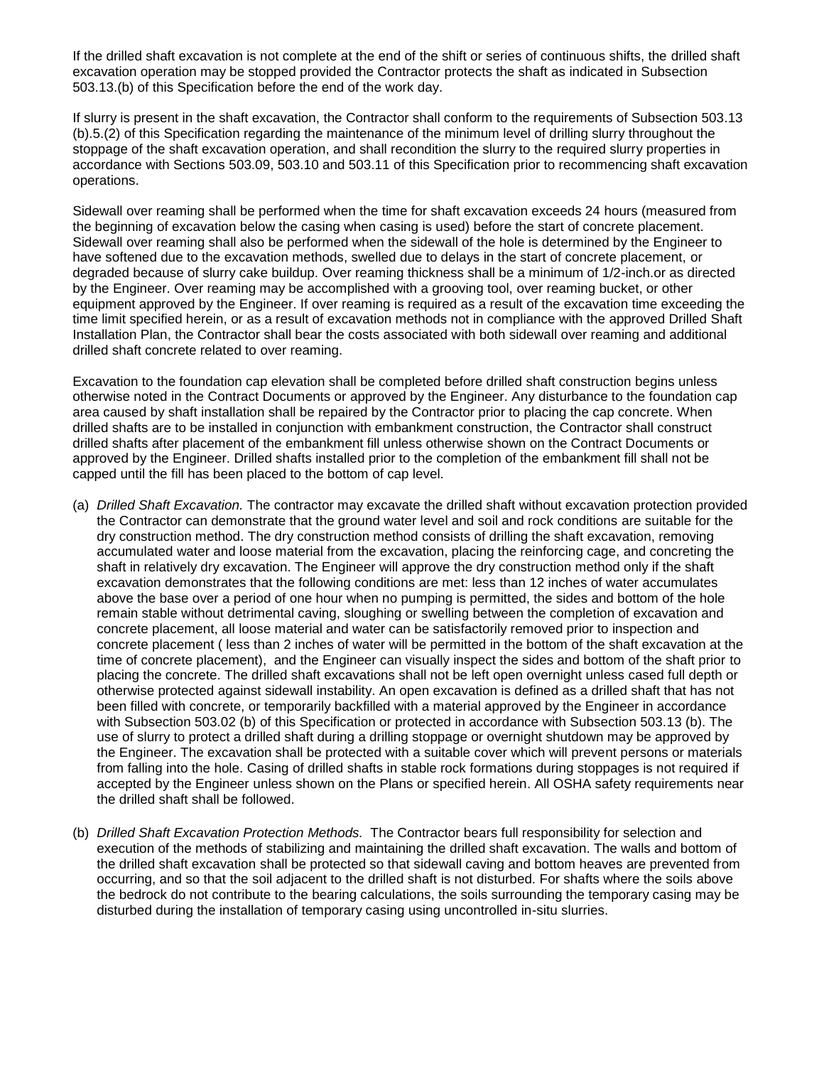If the drilled shaft excavation is not complete at the end of the shift or series of continuous shifts, the drilled shaft excavation operation may be stopped provided the Contractor protects the shaft as indicated in Subsection 503.13.(b) of this Specification before the end of the work day.

If slurry is present in the shaft excavation, the Contractor shall conform to the requirements of Subsection 503.13 (b).5.(2) of this Specification regarding the maintenance of the minimum level of drilling slurry throughout the stoppage of the shaft excavation operation, and shall recondition the slurry to the required slurry properties in accordance with Sections 503.09, 503.10 and 503.11 of this Specification prior to recommencing shaft excavation operations.

Sidewall over reaming shall be performed when the time for shaft excavation exceeds 24 hours (measured from the beginning of excavation below the casing when casing is used) before the start of concrete placement. Sidewall over reaming shall also be performed when the sidewall of the hole is determined by the Engineer to have softened due to the excavation methods, swelled due to delays in the start of concrete placement, or degraded because of slurry cake buildup. Over reaming thickness shall be a minimum of 1/2-inch.or as directed by the Engineer. Over reaming may be accomplished with a grooving tool, over reaming bucket, or other equipment approved by the Engineer. If over reaming is required as a result of the excavation time exceeding the time limit specified herein, or as a result of excavation methods not in compliance with the approved Drilled Shaft Installation Plan, the Contractor shall bear the costs associated with both sidewall over reaming and additional drilled shaft concrete related to over reaming.

Excavation to the foundation cap elevation shall be completed before drilled shaft construction begins unless otherwise noted in the Contract Documents or approved by the Engineer. Any disturbance to the foundation cap area caused by shaft installation shall be repaired by the Contractor prior to placing the cap concrete. When drilled shafts are to be installed in conjunction with embankment construction, the Contractor shall construct drilled shafts after placement of the embankment fill unless otherwise shown on the Contract Documents or approved by the Engineer. Drilled shafts installed prior to the completion of the embankment fill shall not be capped until the fill has been placed to the bottom of cap level.

(a) *Drilled Shaft Excavation.* The contractor may excavate the drilled shaft without excavation protection provided the Contractor can demonstrate that the ground water level and soil and rock conditions are suitable for the dry construction method. The dry construction method consists of drilling the shaft excavation, removing accumulated water and loose material from the excavation, placing the reinforcing cage, and concreting the shaft in relatively dry excavation. The Engineer will approve the dry construction method only if the shaft excavation demonstrates that the following conditions are met: less than 12 inches of water accumulates above the base over a period of one hour when no pumping is permitted, the sides and bottom of the hole remain stable without detrimental caving, sloughing or swelling between the completion of excavation and concrete placement, all loose material and water can be satisfactorily removed prior to inspection and concrete placement ( less than 2 inches of water will be permitted in the bottom of the shaft excavation at the time of concrete placement), and the Engineer can visually inspect the sides and bottom of the shaft prior to placing the concrete. The drilled shaft excavations shall not be left open overnight unless cased full depth or otherwise protected against sidewall instability. An open excavation is defined as a drilled shaft that has not been filled with concrete, or temporarily backfilled with a material approved by the Engineer in accordance with Subsection 503.02 (b) of this Specification or protected in accordance with Subsection 503.13 (b). The use of slurry to protect a drilled shaft during a drilling stoppage or overnight shutdown may be approved by the Engineer. The excavation shall be protected with a suitable cover which will prevent persons or materials from falling into the hole. Casing of drilled shafts in stable rock formations during stoppages is not required if accepted by the Engineer unless shown on the Plans or specified herein. All OSHA safety requirements near the drilled shaft shall be followed.

(b) *Drilled Shaft Excavation Protection Methods.* The Contractor bears full responsibility for selection and execution of the methods of stabilizing and maintaining the drilled shaft excavation. The walls and bottom of the drilled shaft excavation shall be protected so that sidewall caving and bottom heaves are prevented from occurring, and so that the soil adjacent to the drilled shaft is not disturbed. For shafts where the soils above the bedrock do not contribute to the bearing calculations, the soils surrounding the temporary casing may be disturbed during the installation of temporary casing using uncontrolled in-situ slurries.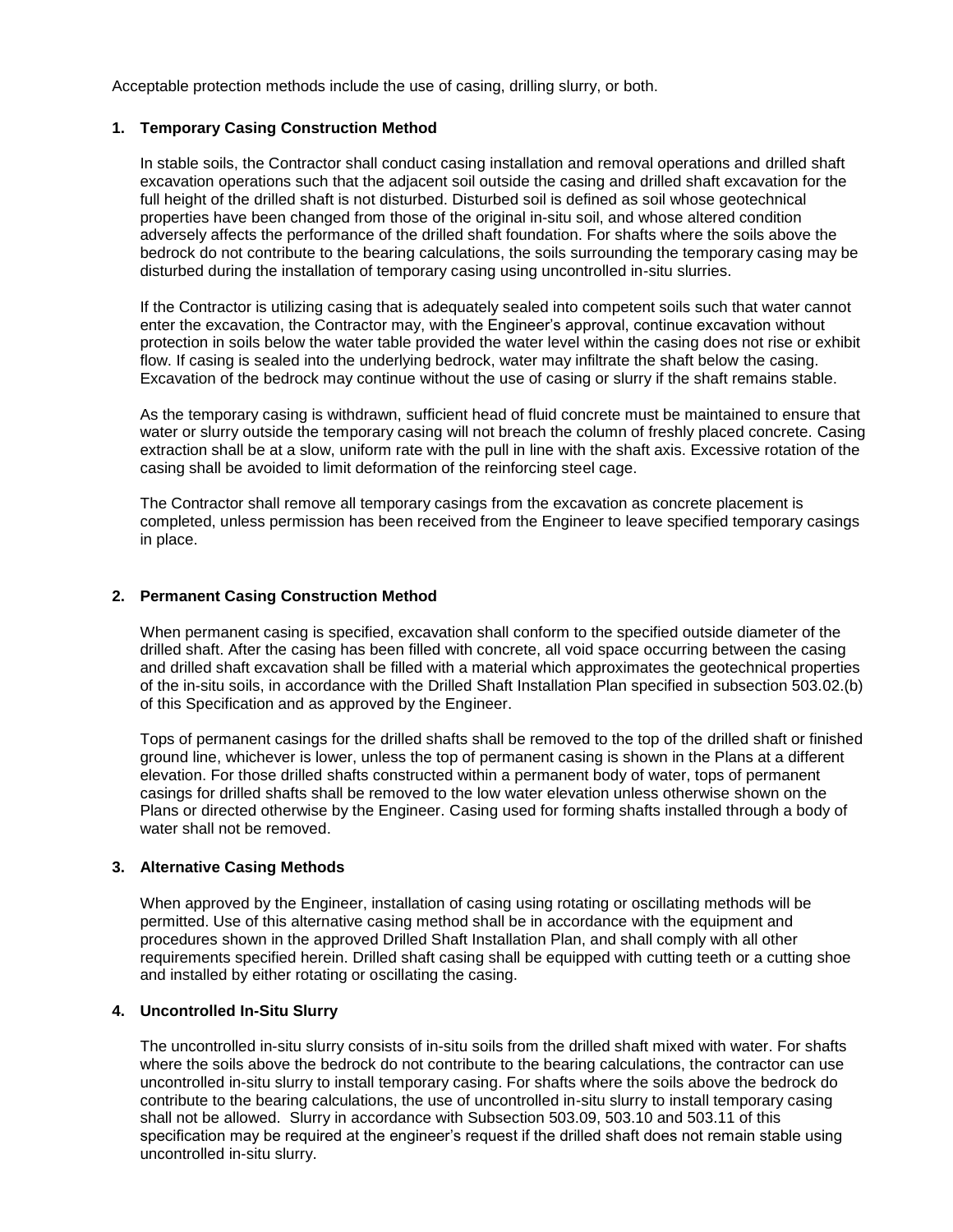Acceptable protection methods include the use of casing, drilling slurry, or both.

**1. Temporary Casing Construction Method**

In stable soils, the Contractor shall conduct casing installation and removal operations and drilled shaft excavation operations such that the adjacent soil outside the casing and drilled shaft excavation for the full height of the drilled shaft is not disturbed. Disturbed soil is defined as soil whose geotechnical properties have been changed from those of the original in-situ soil, and whose altered condition adversely affects the performance of the drilled shaft foundation. For shafts where the soils above the bedrock do not contribute to the bearing calculations, the soils surrounding the temporary casing may be disturbed during the installation of temporary casing using uncontrolled in-situ slurries.

If the Contractor is utilizing casing that is adequately sealed into competent soils such that water cannot enter the excavation, the Contractor may, with the Engineer's approval, continue excavation without protection in soils below the water table provided the water level within the casing does not rise or exhibit flow. If casing is sealed into the underlying bedrock, water may infiltrate the shaft below the casing. Excavation of the bedrock may continue without the use of casing or slurry if the shaft remains stable.

As the temporary casing is withdrawn, sufficient head of fluid concrete must be maintained to ensure that water or slurry outside the temporary casing will not breach the column of freshly placed concrete. Casing extraction shall be at a slow, uniform rate with the pull in line with the shaft axis. Excessive rotation of the casing shall be avoided to limit deformation of the reinforcing steel cage.

The Contractor shall remove all temporary casings from the excavation as concrete placement is completed, unless permission has been received from the Engineer to leave specified temporary casings in place.

**2. Permanent Casing Construction Method**

When permanent casing is specified, excavation shall conform to the specified outside diameter of the drilled shaft. After the casing has been filled with concrete, all void space occurring between the casing and drilled shaft excavation shall be filled with a material which approximates the geotechnical properties of the in-situ soils, in accordance with the Drilled Shaft Installation Plan specified in subsection 503.02.(b) of this Specification and as approved by the Engineer.

Tops of permanent casings for the drilled shafts shall be removed to the top of the drilled shaft or finished ground line, whichever is lower, unless the top of permanent casing is shown in the Plans at a different elevation. For those drilled shafts constructed within a permanent body of water, tops of permanent casings for drilled shafts shall be removed to the low water elevation unless otherwise shown on the Plans or directed otherwise by the Engineer. Casing used for forming shafts installed through a body of water shall not be removed.

**3. Alternative Casing Methods**

When approved by the Engineer, installation of casing using rotating or oscillating methods will be permitted. Use of this alternative casing method shall be in accordance with the equipment and procedures shown in the approved Drilled Shaft Installation Plan, and shall comply with all other requirements specified herein. Drilled shaft casing shall be equipped with cutting teeth or a cutting shoe and installed by either rotating or oscillating the casing.

**4. Uncontrolled In-Situ Slurry**

The uncontrolled in-situ slurry consists of in-situ soils from the drilled shaft mixed with water. For shafts where the soils above the bedrock do not contribute to the bearing calculations, the contractor can use uncontrolled in-situ slurry to install temporary casing. For shafts where the soils above the bedrock do contribute to the bearing calculations, the use of uncontrolled in-situ slurry to install temporary casing shall not be allowed. Slurry in accordance with Subsection 503.09, 503.10 and 503.11 of this specification may be required at the engineer's request if the drilled shaft does not remain stable using uncontrolled in-situ slurry.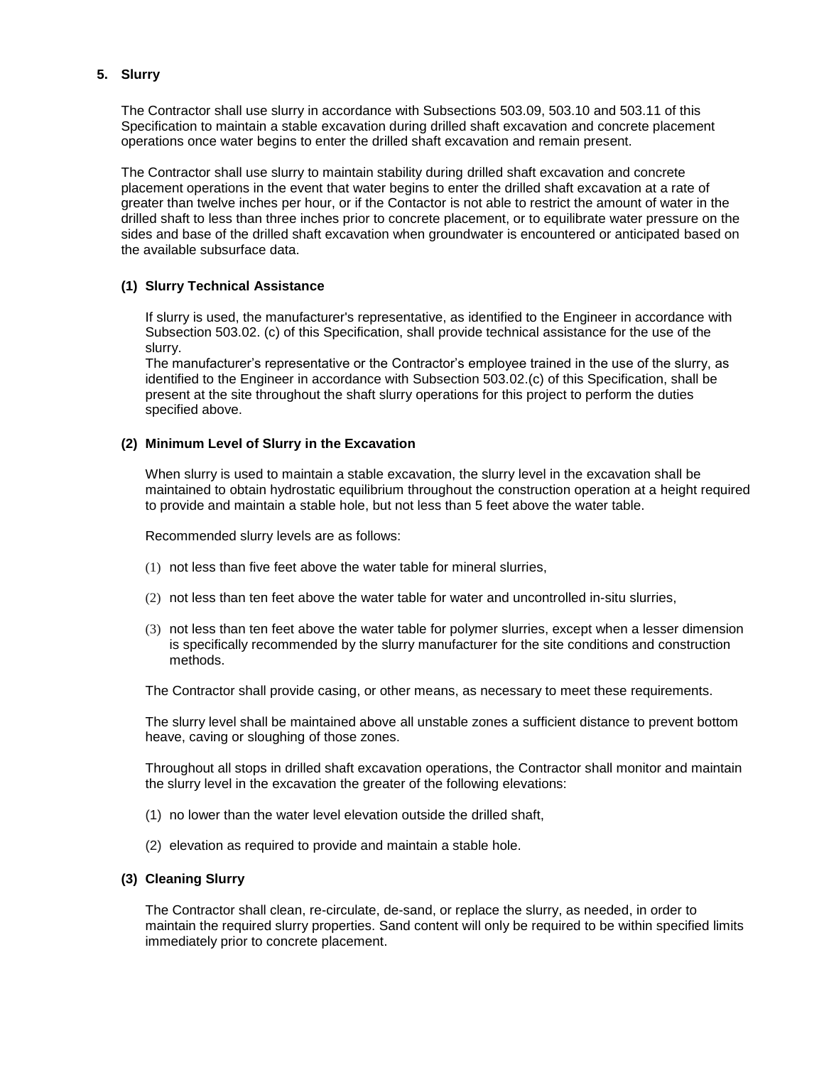**5. Slurry**

The Contractor shall use slurry in accordance with Subsections 503.09, 503.10 and 503.11 of this Specification to maintain a stable excavation during drilled shaft excavation and concrete placement operations once water begins to enter the drilled shaft excavation and remain present.

The Contractor shall use slurry to maintain stability during drilled shaft excavation and concrete placement operations in the event that water begins to enter the drilled shaft excavation at a rate of greater than twelve inches per hour, or if the Contactor is not able to restrict the amount of water in the drilled shaft to less than three inches prior to concrete placement, or to equilibrate water pressure on the sides and base of the drilled shaft excavation when groundwater is encountered or anticipated based on the available subsurface data.

**(1) Slurry Technical Assistance**

If slurry is used, the manufacturer's representative, as identified to the Engineer in accordance with Subsection 503.02. (c) of this Specification, shall provide technical assistance for the use of the slurry.
The manufacturer's representative or the Contractor's employee trained in the use of the slurry, as identified to the Engineer in accordance with Subsection 503.02.(c) of this Specification, shall be present at the site throughout the shaft slurry operations for this project to perform the duties specified above.

**(2) Minimum Level of Slurry in the Excavation**

When slurry is used to maintain a stable excavation, the slurry level in the excavation shall be maintained to obtain hydrostatic equilibrium throughout the construction operation at a height required to provide and maintain a stable hole, but not less than 5 feet above the water table.

Recommended slurry levels are as follows:

(1) not less than five feet above the water table for mineral slurries,

(2) not less than ten feet above the water table for water and uncontrolled in-situ slurries,

(3) not less than ten feet above the water table for polymer slurries, except when a lesser dimension is specifically recommended by the slurry manufacturer for the site conditions and construction methods.

The Contractor shall provide casing, or other means, as necessary to meet these requirements.

The slurry level shall be maintained above all unstable zones a sufficient distance to prevent bottom heave, caving or sloughing of those zones.

Throughout all stops in drilled shaft excavation operations, the Contractor shall monitor and maintain the slurry level in the excavation the greater of the following elevations:

(1) no lower than the water level elevation outside the drilled shaft,

(2) elevation as required to provide and maintain a stable hole.

**(3) Cleaning Slurry**

The Contractor shall clean, re-circulate, de-sand, or replace the slurry, as needed, in order to maintain the required slurry properties. Sand content will only be required to be within specified limits immediately prior to concrete placement.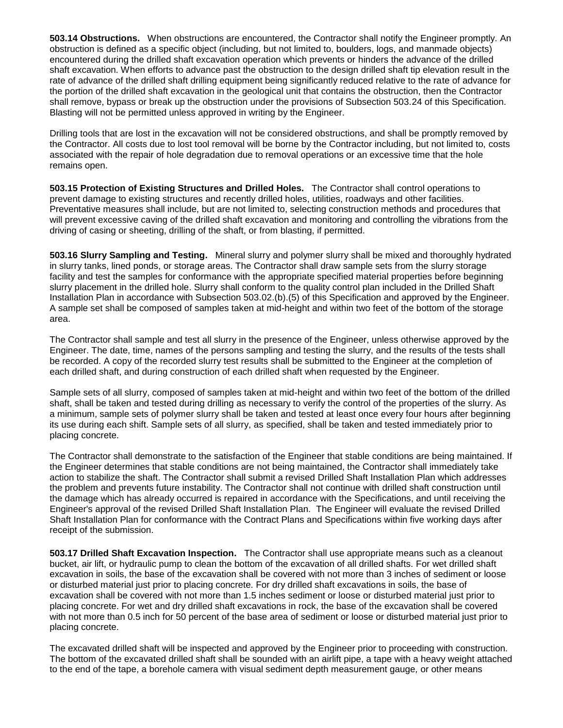**503.14 Obstructions.** When obstructions are encountered, the Contractor shall notify the Engineer promptly. An obstruction is defined as a specific object (including, but not limited to, boulders, logs, and manmade objects) encountered during the drilled shaft excavation operation which prevents or hinders the advance of the drilled shaft excavation. When efforts to advance past the obstruction to the design drilled shaft tip elevation result in the rate of advance of the drilled shaft drilling equipment being significantly reduced relative to the rate of advance for the portion of the drilled shaft excavation in the geological unit that contains the obstruction, then the Contractor shall remove, bypass or break up the obstruction under the provisions of Subsection 503.24 of this Specification. Blasting will not be permitted unless approved in writing by the Engineer.

Drilling tools that are lost in the excavation will not be considered obstructions, and shall be promptly removed by the Contractor. All costs due to lost tool removal will be borne by the Contractor including, but not limited to, costs associated with the repair of hole degradation due to removal operations or an excessive time that the hole remains open.

**503.15 Protection of Existing Structures and Drilled Holes.** The Contractor shall control operations to prevent damage to existing structures and recently drilled holes, utilities, roadways and other facilities. Preventative measures shall include, but are not limited to, selecting construction methods and procedures that will prevent excessive caving of the drilled shaft excavation and monitoring and controlling the vibrations from the driving of casing or sheeting, drilling of the shaft, or from blasting, if permitted.

**503.16 Slurry Sampling and Testing.** Mineral slurry and polymer slurry shall be mixed and thoroughly hydrated in slurry tanks, lined ponds, or storage areas. The Contractor shall draw sample sets from the slurry storage facility and test the samples for conformance with the appropriate specified material properties before beginning slurry placement in the drilled hole. Slurry shall conform to the quality control plan included in the Drilled Shaft Installation Plan in accordance with Subsection 503.02.(b).(5) of this Specification and approved by the Engineer. A sample set shall be composed of samples taken at mid-height and within two feet of the bottom of the storage area.

The Contractor shall sample and test all slurry in the presence of the Engineer, unless otherwise approved by the Engineer. The date, time, names of the persons sampling and testing the slurry, and the results of the tests shall be recorded. A copy of the recorded slurry test results shall be submitted to the Engineer at the completion of each drilled shaft, and during construction of each drilled shaft when requested by the Engineer.

Sample sets of all slurry, composed of samples taken at mid-height and within two feet of the bottom of the drilled shaft, shall be taken and tested during drilling as necessary to verify the control of the properties of the slurry. As a minimum, sample sets of polymer slurry shall be taken and tested at least once every four hours after beginning its use during each shift. Sample sets of all slurry, as specified, shall be taken and tested immediately prior to placing concrete.

The Contractor shall demonstrate to the satisfaction of the Engineer that stable conditions are being maintained. If the Engineer determines that stable conditions are not being maintained, the Contractor shall immediately take action to stabilize the shaft. The Contractor shall submit a revised Drilled Shaft Installation Plan which addresses the problem and prevents future instability. The Contractor shall not continue with drilled shaft construction until the damage which has already occurred is repaired in accordance with the Specifications, and until receiving the Engineer's approval of the revised Drilled Shaft Installation Plan. The Engineer will evaluate the revised Drilled Shaft Installation Plan for conformance with the Contract Plans and Specifications within five working days after receipt of the submission.

**503.17 Drilled Shaft Excavation Inspection.** The Contractor shall use appropriate means such as a cleanout bucket, air lift, or hydraulic pump to clean the bottom of the excavation of all drilled shafts. For wet drilled shaft excavation in soils, the base of the excavation shall be covered with not more than 3 inches of sediment or loose or disturbed material just prior to placing concrete. For dry drilled shaft excavations in soils, the base of excavation shall be covered with not more than 1.5 inches sediment or loose or disturbed material just prior to placing concrete. For wet and dry drilled shaft excavations in rock, the base of the excavation shall be covered with not more than 0.5 inch for 50 percent of the base area of sediment or loose or disturbed material just prior to placing concrete.

The excavated drilled shaft will be inspected and approved by the Engineer prior to proceeding with construction. The bottom of the excavated drilled shaft shall be sounded with an airlift pipe, a tape with a heavy weight attached to the end of the tape, a borehole camera with visual sediment depth measurement gauge, or other means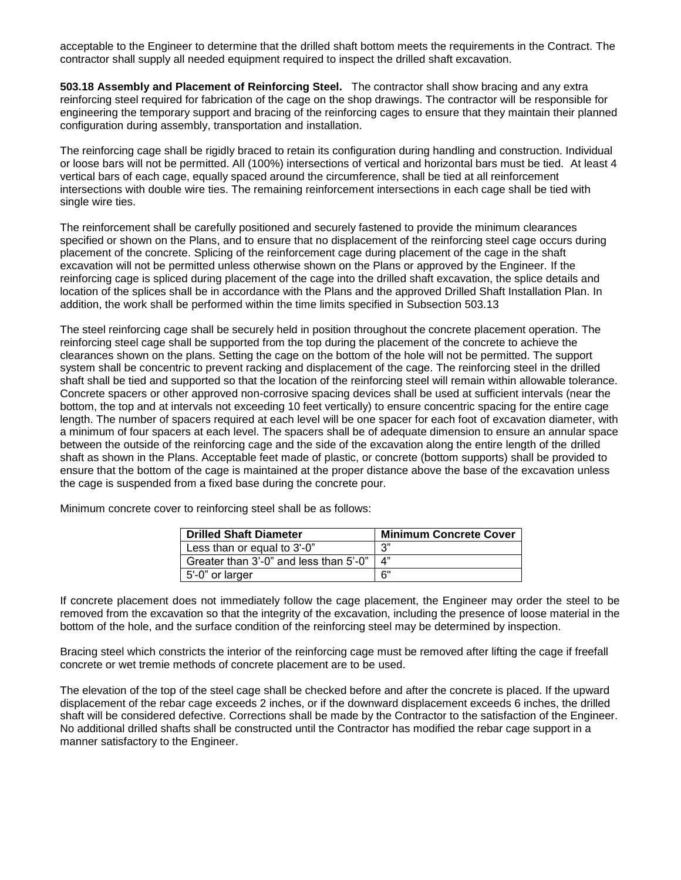acceptable to the Engineer to determine that the drilled shaft bottom meets the requirements in the Contract. The contractor shall supply all needed equipment required to inspect the drilled shaft excavation.

**503.18 Assembly and Placement of Reinforcing Steel.** The contractor shall show bracing and any extra reinforcing steel required for fabrication of the cage on the shop drawings. The contractor will be responsible for engineering the temporary support and bracing of the reinforcing cages to ensure that they maintain their planned configuration during assembly, transportation and installation.

The reinforcing cage shall be rigidly braced to retain its configuration during handling and construction. Individual or loose bars will not be permitted. All (100%) intersections of vertical and horizontal bars must be tied. At least 4 vertical bars of each cage, equally spaced around the circumference, shall be tied at all reinforcement intersections with double wire ties. The remaining reinforcement intersections in each cage shall be tied with single wire ties.

The reinforcement shall be carefully positioned and securely fastened to provide the minimum clearances specified or shown on the Plans, and to ensure that no displacement of the reinforcing steel cage occurs during placement of the concrete. Splicing of the reinforcement cage during placement of the cage in the shaft excavation will not be permitted unless otherwise shown on the Plans or approved by the Engineer. If the reinforcing cage is spliced during placement of the cage into the drilled shaft excavation, the splice details and location of the splices shall be in accordance with the Plans and the approved Drilled Shaft Installation Plan. In addition, the work shall be performed within the time limits specified in Subsection 503.13

The steel reinforcing cage shall be securely held in position throughout the concrete placement operation. The reinforcing steel cage shall be supported from the top during the placement of the concrete to achieve the clearances shown on the plans. Setting the cage on the bottom of the hole will not be permitted. The support system shall be concentric to prevent racking and displacement of the cage. The reinforcing steel in the drilled shaft shall be tied and supported so that the location of the reinforcing steel will remain within allowable tolerance. Concrete spacers or other approved non-corrosive spacing devices shall be used at sufficient intervals (near the bottom, the top and at intervals not exceeding 10 feet vertically) to ensure concentric spacing for the entire cage length. The number of spacers required at each level will be one spacer for each foot of excavation diameter, with a minimum of four spacers at each level. The spacers shall be of adequate dimension to ensure an annular space between the outside of the reinforcing cage and the side of the excavation along the entire length of the drilled shaft as shown in the Plans. Acceptable feet made of plastic, or concrete (bottom supports) shall be provided to ensure that the bottom of the cage is maintained at the proper distance above the base of the excavation unless the cage is suspended from a fixed base during the concrete pour.

Minimum concrete cover to reinforcing steel shall be as follows:

| Drilled Shaft Diameter | Minimum Concrete Cover |
|---|---|
| Less than or equal to 3'-0" | 3" |
| Greater than 3'-0" and less than 5'-0" | 4" |
| 5'-0" or larger | 6" |

If concrete placement does not immediately follow the cage placement, the Engineer may order the steel to be removed from the excavation so that the integrity of the excavation, including the presence of loose material in the bottom of the hole, and the surface condition of the reinforcing steel may be determined by inspection.

Bracing steel which constricts the interior of the reinforcing cage must be removed after lifting the cage if freefall concrete or wet tremie methods of concrete placement are to be used.

The elevation of the top of the steel cage shall be checked before and after the concrete is placed. If the upward displacement of the rebar cage exceeds 2 inches, or if the downward displacement exceeds 6 inches, the drilled shaft will be considered defective. Corrections shall be made by the Contractor to the satisfaction of the Engineer. No additional drilled shafts shall be constructed until the Contractor has modified the rebar cage support in a manner satisfactory to the Engineer.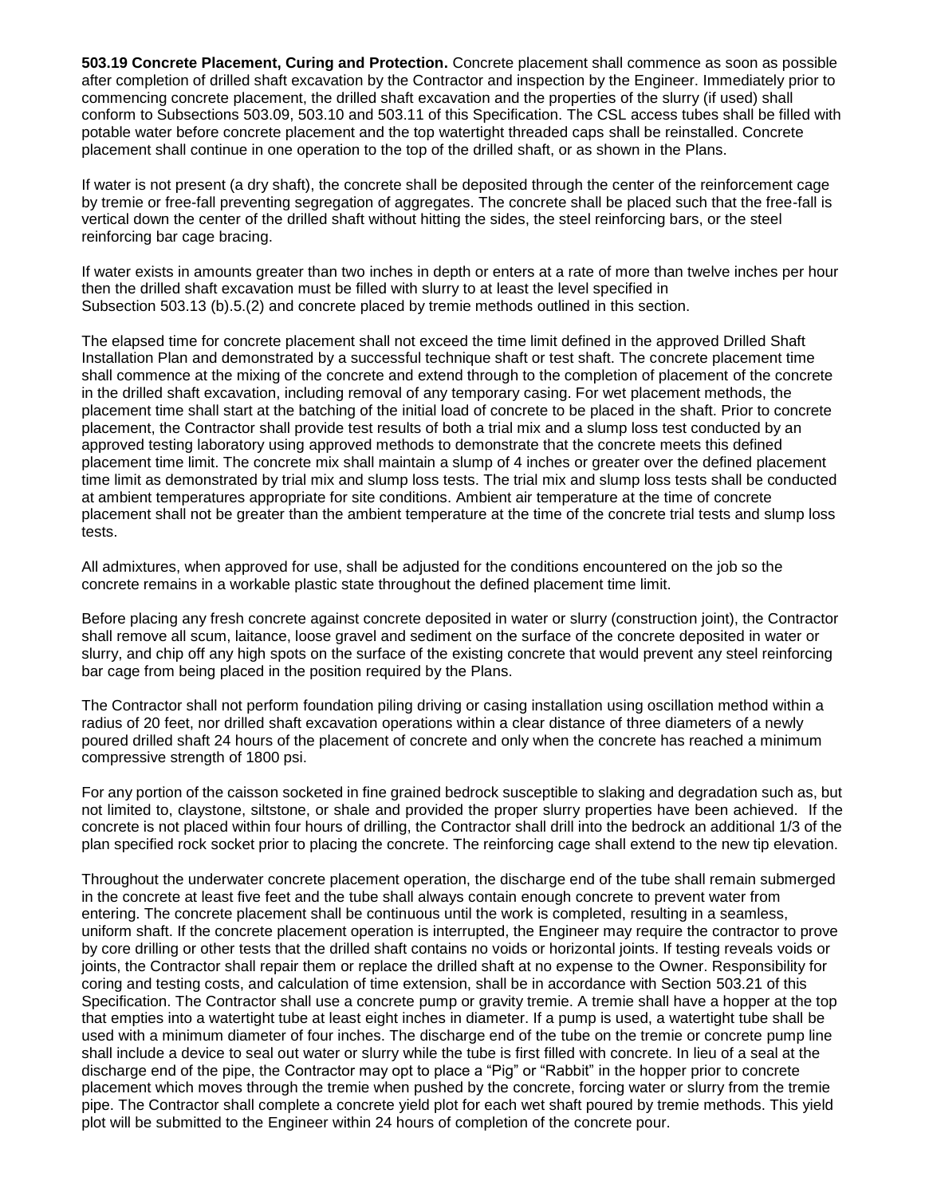**503.19 Concrete Placement, Curing and Protection.** Concrete placement shall commence as soon as possible after completion of drilled shaft excavation by the Contractor and inspection by the Engineer. Immediately prior to commencing concrete placement, the drilled shaft excavation and the properties of the slurry (if used) shall conform to Subsections 503.09, 503.10 and 503.11 of this Specification. The CSL access tubes shall be filled with potable water before concrete placement and the top watertight threaded caps shall be reinstalled. Concrete placement shall continue in one operation to the top of the drilled shaft, or as shown in the Plans.

If water is not present (a dry shaft), the concrete shall be deposited through the center of the reinforcement cage by tremie or free-fall preventing segregation of aggregates. The concrete shall be placed such that the free-fall is vertical down the center of the drilled shaft without hitting the sides, the steel reinforcing bars, or the steel reinforcing bar cage bracing.

If water exists in amounts greater than two inches in depth or enters at a rate of more than twelve inches per hour then the drilled shaft excavation must be filled with slurry to at least the level specified in Subsection 503.13 (b).5.(2) and concrete placed by tremie methods outlined in this section.

The elapsed time for concrete placement shall not exceed the time limit defined in the approved Drilled Shaft Installation Plan and demonstrated by a successful technique shaft or test shaft. The concrete placement time shall commence at the mixing of the concrete and extend through to the completion of placement of the concrete in the drilled shaft excavation, including removal of any temporary casing. For wet placement methods, the placement time shall start at the batching of the initial load of concrete to be placed in the shaft. Prior to concrete placement, the Contractor shall provide test results of both a trial mix and a slump loss test conducted by an approved testing laboratory using approved methods to demonstrate that the concrete meets this defined placement time limit. The concrete mix shall maintain a slump of 4 inches or greater over the defined placement time limit as demonstrated by trial mix and slump loss tests. The trial mix and slump loss tests shall be conducted at ambient temperatures appropriate for site conditions. Ambient air temperature at the time of concrete placement shall not be greater than the ambient temperature at the time of the concrete trial tests and slump loss tests.

All admixtures, when approved for use, shall be adjusted for the conditions encountered on the job so the concrete remains in a workable plastic state throughout the defined placement time limit.

Before placing any fresh concrete against concrete deposited in water or slurry (construction joint), the Contractor shall remove all scum, laitance, loose gravel and sediment on the surface of the concrete deposited in water or slurry, and chip off any high spots on the surface of the existing concrete that would prevent any steel reinforcing bar cage from being placed in the position required by the Plans.

The Contractor shall not perform foundation piling driving or casing installation using oscillation method within a radius of 20 feet, nor drilled shaft excavation operations within a clear distance of three diameters of a newly poured drilled shaft 24 hours of the placement of concrete and only when the concrete has reached a minimum compressive strength of 1800 psi.

For any portion of the caisson socketed in fine grained bedrock susceptible to slaking and degradation such as, but not limited to, claystone, siltstone, or shale and provided the proper slurry properties have been achieved. If the concrete is not placed within four hours of drilling, the Contractor shall drill into the bedrock an additional 1/3 of the plan specified rock socket prior to placing the concrete. The reinforcing cage shall extend to the new tip elevation.

Throughout the underwater concrete placement operation, the discharge end of the tube shall remain submerged in the concrete at least five feet and the tube shall always contain enough concrete to prevent water from entering. The concrete placement shall be continuous until the work is completed, resulting in a seamless, uniform shaft. If the concrete placement operation is interrupted, the Engineer may require the contractor to prove by core drilling or other tests that the drilled shaft contains no voids or horizontal joints. If testing reveals voids or joints, the Contractor shall repair them or replace the drilled shaft at no expense to the Owner. Responsibility for coring and testing costs, and calculation of time extension, shall be in accordance with Section 503.21 of this Specification. The Contractor shall use a concrete pump or gravity tremie. A tremie shall have a hopper at the top that empties into a watertight tube at least eight inches in diameter. If a pump is used, a watertight tube shall be used with a minimum diameter of four inches. The discharge end of the tube on the tremie or concrete pump line shall include a device to seal out water or slurry while the tube is first filled with concrete. In lieu of a seal at the discharge end of the pipe, the Contractor may opt to place a "Pig" or "Rabbit" in the hopper prior to concrete placement which moves through the tremie when pushed by the concrete, forcing water or slurry from the tremie pipe. The Contractor shall complete a concrete yield plot for each wet shaft poured by tremie methods. This yield plot will be submitted to the Engineer within 24 hours of completion of the concrete pour.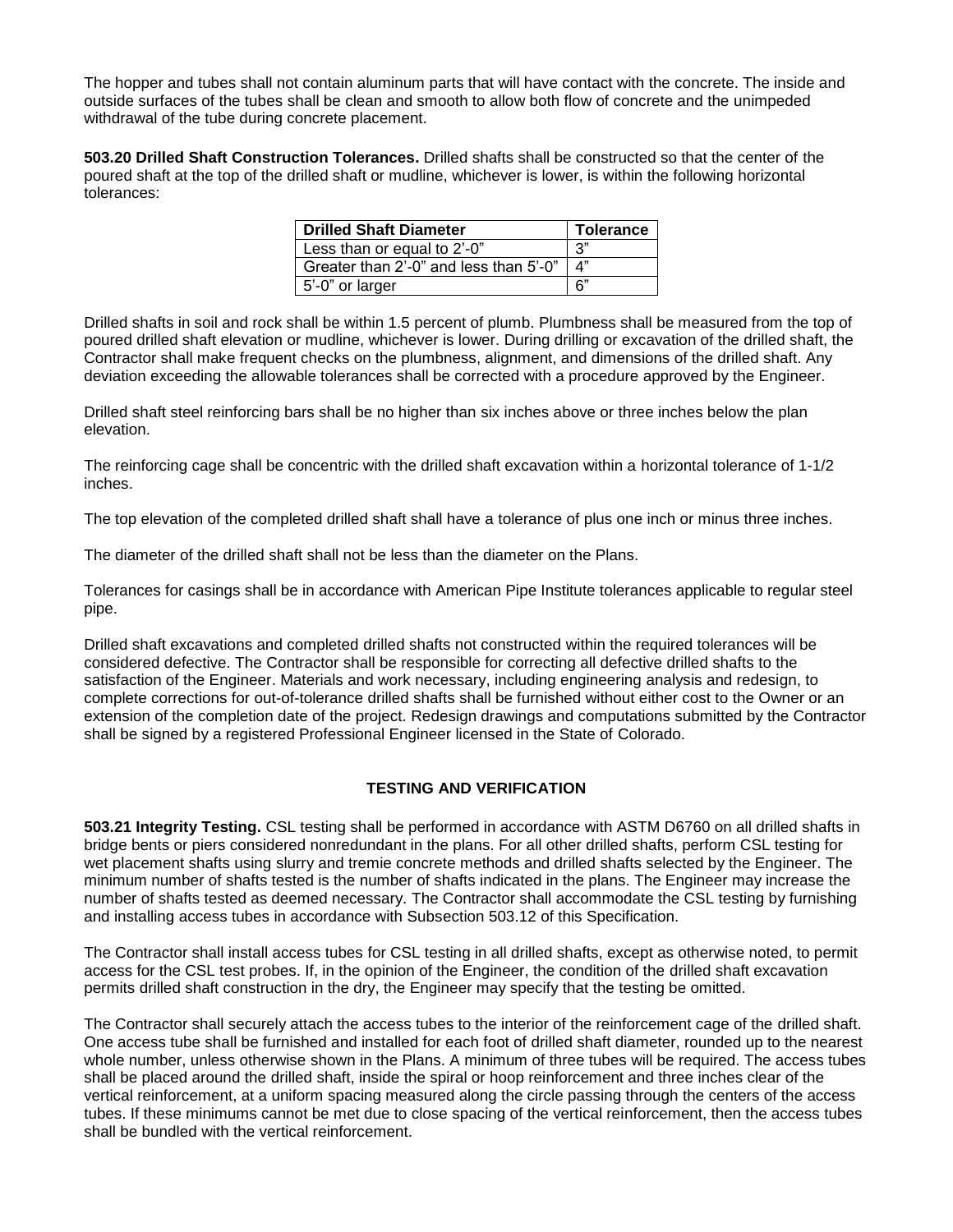The hopper and tubes shall not contain aluminum parts that will have contact with the concrete. The inside and outside surfaces of the tubes shall be clean and smooth to allow both flow of concrete and the unimpeded withdrawal of the tube during concrete placement.

**503.20 Drilled Shaft Construction Tolerances.** Drilled shafts shall be constructed so that the center of the poured shaft at the top of the drilled shaft or mudline, whichever is lower, is within the following horizontal tolerances:

| Drilled Shaft Diameter | Tolerance |
|---|---|
| Less than or equal to 2'-0" | 3" |
| Greater than 2'-0" and less than 5'-0" | 4" |
| 5'-0" or larger | 6" |

Drilled shafts in soil and rock shall be within 1.5 percent of plumb. Plumbness shall be measured from the top of poured drilled shaft elevation or mudline, whichever is lower. During drilling or excavation of the drilled shaft, the Contractor shall make frequent checks on the plumbness, alignment, and dimensions of the drilled shaft. Any deviation exceeding the allowable tolerances shall be corrected with a procedure approved by the Engineer.

Drilled shaft steel reinforcing bars shall be no higher than six inches above or three inches below the plan elevation.

The reinforcing cage shall be concentric with the drilled shaft excavation within a horizontal tolerance of 1-1/2 inches.

The top elevation of the completed drilled shaft shall have a tolerance of plus one inch or minus three inches.

The diameter of the drilled shaft shall not be less than the diameter on the Plans.

Tolerances for casings shall be in accordance with American Pipe Institute tolerances applicable to regular steel pipe.

Drilled shaft excavations and completed drilled shafts not constructed within the required tolerances will be considered defective. The Contractor shall be responsible for correcting all defective drilled shafts to the satisfaction of the Engineer. Materials and work necessary, including engineering analysis and redesign, to complete corrections for out-of-tolerance drilled shafts shall be furnished without either cost to the Owner or an extension of the completion date of the project. Redesign drawings and computations submitted by the Contractor shall be signed by a registered Professional Engineer licensed in the State of Colorado.

## TESTING AND VERIFICATION

**503.21 Integrity Testing.** CSL testing shall be performed in accordance with ASTM D6760 on all drilled shafts in bridge bents or piers considered nonredundant in the plans. For all other drilled shafts, perform CSL testing for wet placement shafts using slurry and tremie concrete methods and drilled shafts selected by the Engineer. The minimum number of shafts tested is the number of shafts indicated in the plans. The Engineer may increase the number of shafts tested as deemed necessary. The Contractor shall accommodate the CSL testing by furnishing and installing access tubes in accordance with Subsection 503.12 of this Specification.

The Contractor shall install access tubes for CSL testing in all drilled shafts, except as otherwise noted, to permit access for the CSL test probes. If, in the opinion of the Engineer, the condition of the drilled shaft excavation permits drilled shaft construction in the dry, the Engineer may specify that the testing be omitted.

The Contractor shall securely attach the access tubes to the interior of the reinforcement cage of the drilled shaft. One access tube shall be furnished and installed for each foot of drilled shaft diameter, rounded up to the nearest whole number, unless otherwise shown in the Plans. A minimum of three tubes will be required. The access tubes shall be placed around the drilled shaft, inside the spiral or hoop reinforcement and three inches clear of the vertical reinforcement, at a uniform spacing measured along the circle passing through the centers of the access tubes. If these minimums cannot be met due to close spacing of the vertical reinforcement, then the access tubes shall be bundled with the vertical reinforcement.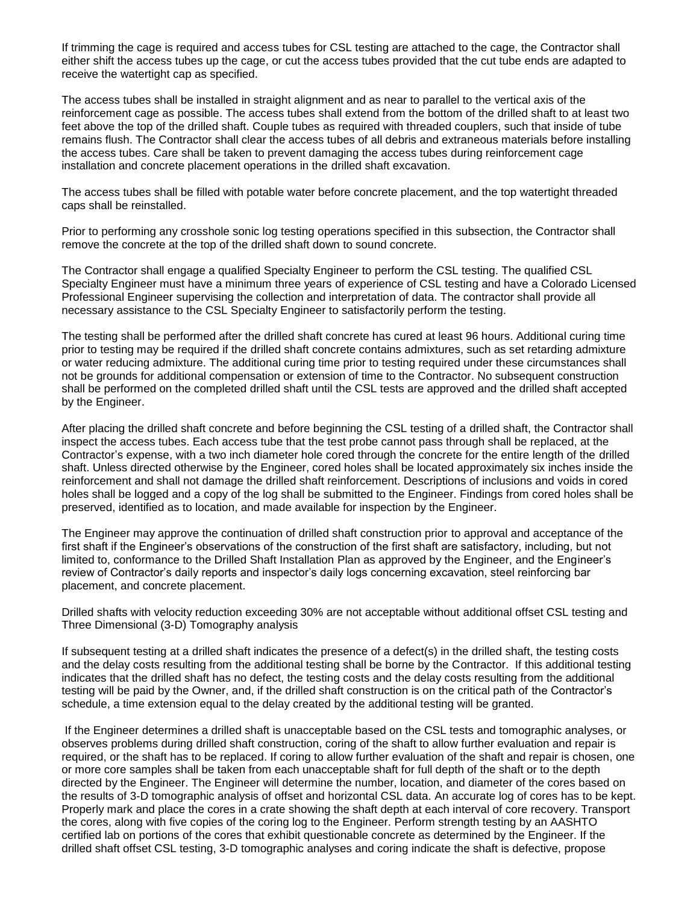If trimming the cage is required and access tubes for CSL testing are attached to the cage, the Contractor shall either shift the access tubes up the cage, or cut the access tubes provided that the cut tube ends are adapted to receive the watertight cap as specified.

The access tubes shall be installed in straight alignment and as near to parallel to the vertical axis of the reinforcement cage as possible. The access tubes shall extend from the bottom of the drilled shaft to at least two feet above the top of the drilled shaft. Couple tubes as required with threaded couplers, such that inside of tube remains flush. The Contractor shall clear the access tubes of all debris and extraneous materials before installing the access tubes. Care shall be taken to prevent damaging the access tubes during reinforcement cage installation and concrete placement operations in the drilled shaft excavation.

The access tubes shall be filled with potable water before concrete placement, and the top watertight threaded caps shall be reinstalled.

Prior to performing any crosshole sonic log testing operations specified in this subsection, the Contractor shall remove the concrete at the top of the drilled shaft down to sound concrete.

The Contractor shall engage a qualified Specialty Engineer to perform the CSL testing. The qualified CSL Specialty Engineer must have a minimum three years of experience of CSL testing and have a Colorado Licensed Professional Engineer supervising the collection and interpretation of data. The contractor shall provide all necessary assistance to the CSL Specialty Engineer to satisfactorily perform the testing.

The testing shall be performed after the drilled shaft concrete has cured at least 96 hours. Additional curing time prior to testing may be required if the drilled shaft concrete contains admixtures, such as set retarding admixture or water reducing admixture. The additional curing time prior to testing required under these circumstances shall not be grounds for additional compensation or extension of time to the Contractor. No subsequent construction shall be performed on the completed drilled shaft until the CSL tests are approved and the drilled shaft accepted by the Engineer.

After placing the drilled shaft concrete and before beginning the CSL testing of a drilled shaft, the Contractor shall inspect the access tubes. Each access tube that the test probe cannot pass through shall be replaced, at the Contractor's expense, with a two inch diameter hole cored through the concrete for the entire length of the drilled shaft. Unless directed otherwise by the Engineer, cored holes shall be located approximately six inches inside the reinforcement and shall not damage the drilled shaft reinforcement. Descriptions of inclusions and voids in cored holes shall be logged and a copy of the log shall be submitted to the Engineer. Findings from cored holes shall be preserved, identified as to location, and made available for inspection by the Engineer.

The Engineer may approve the continuation of drilled shaft construction prior to approval and acceptance of the first shaft if the Engineer's observations of the construction of the first shaft are satisfactory, including, but not limited to, conformance to the Drilled Shaft Installation Plan as approved by the Engineer, and the Engineer's review of Contractor's daily reports and inspector's daily logs concerning excavation, steel reinforcing bar placement, and concrete placement.

Drilled shafts with velocity reduction exceeding 30% are not acceptable without additional offset CSL testing and Three Dimensional (3-D) Tomography analysis

If subsequent testing at a drilled shaft indicates the presence of a defect(s) in the drilled shaft, the testing costs and the delay costs resulting from the additional testing shall be borne by the Contractor. If this additional testing indicates that the drilled shaft has no defect, the testing costs and the delay costs resulting from the additional testing will be paid by the Owner, and, if the drilled shaft construction is on the critical path of the Contractor's schedule, a time extension equal to the delay created by the additional testing will be granted.

If the Engineer determines a drilled shaft is unacceptable based on the CSL tests and tomographic analyses, or observes problems during drilled shaft construction, coring of the shaft to allow further evaluation and repair is required, or the shaft has to be replaced. If coring to allow further evaluation of the shaft and repair is chosen, one or more core samples shall be taken from each unacceptable shaft for full depth of the shaft or to the depth directed by the Engineer. The Engineer will determine the number, location, and diameter of the cores based on the results of 3-D tomographic analysis of offset and horizontal CSL data. An accurate log of cores has to be kept. Properly mark and place the cores in a crate showing the shaft depth at each interval of core recovery. Transport the cores, along with five copies of the coring log to the Engineer. Perform strength testing by an AASHTO certified lab on portions of the cores that exhibit questionable concrete as determined by the Engineer. If the drilled shaft offset CSL testing, 3-D tomographic analyses and coring indicate the shaft is defective, propose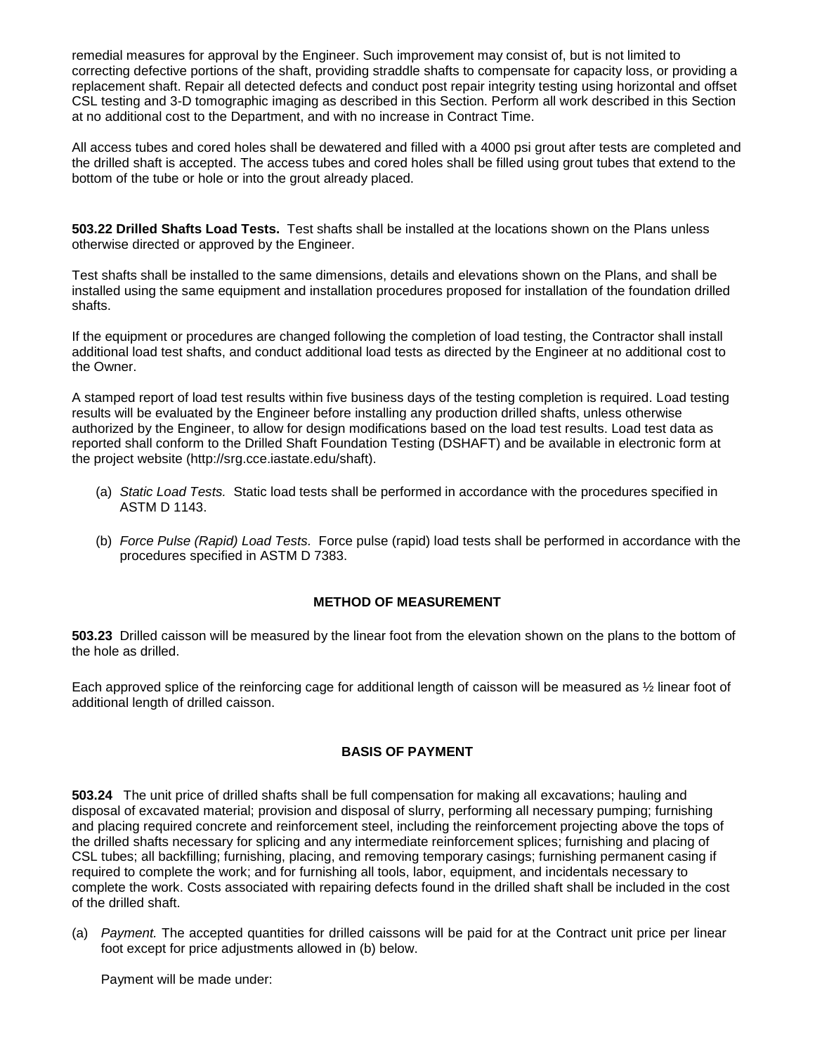remedial measures for approval by the Engineer. Such improvement may consist of, but is not limited to correcting defective portions of the shaft, providing straddle shafts to compensate for capacity loss, or providing a replacement shaft. Repair all detected defects and conduct post repair integrity testing using horizontal and offset CSL testing and 3-D tomographic imaging as described in this Section. Perform all work described in this Section at no additional cost to the Department, and with no increase in Contract Time.

All access tubes and cored holes shall be dewatered and filled with a 4000 psi grout after tests are completed and the drilled shaft is accepted. The access tubes and cored holes shall be filled using grout tubes that extend to the bottom of the tube or hole or into the grout already placed.

**503.22 Drilled Shafts Load Tests.** Test shafts shall be installed at the locations shown on the Plans unless otherwise directed or approved by the Engineer.

Test shafts shall be installed to the same dimensions, details and elevations shown on the Plans, and shall be installed using the same equipment and installation procedures proposed for installation of the foundation drilled shafts.

If the equipment or procedures are changed following the completion of load testing, the Contractor shall install additional load test shafts, and conduct additional load tests as directed by the Engineer at no additional cost to the Owner.

A stamped report of load test results within five business days of the testing completion is required. Load testing results will be evaluated by the Engineer before installing any production drilled shafts, unless otherwise authorized by the Engineer, to allow for design modifications based on the load test results. Load test data as reported shall conform to the Drilled Shaft Foundation Testing (DSHAFT) and be available in electronic form at the project website (http://srg.cce.iastate.edu/shaft).

(a) *Static Load Tests.* Static load tests shall be performed in accordance with the procedures specified in ASTM D 1143.

(b) *Force Pulse (Rapid) Load Tests.* Force pulse (rapid) load tests shall be performed in accordance with the procedures specified in ASTM D 7383.

## METHOD OF MEASUREMENT

**503.23** Drilled caisson will be measured by the linear foot from the elevation shown on the plans to the bottom of the hole as drilled.

Each approved splice of the reinforcing cage for additional length of caisson will be measured as ½ linear foot of additional length of drilled caisson.

## BASIS OF PAYMENT

**503.24** The unit price of drilled shafts shall be full compensation for making all excavations; hauling and disposal of excavated material; provision and disposal of slurry, performing all necessary pumping; furnishing and placing required concrete and reinforcement steel, including the reinforcement projecting above the tops of the drilled shafts necessary for splicing and any intermediate reinforcement splices; furnishing and placing of CSL tubes; all backfilling; furnishing, placing, and removing temporary casings; furnishing permanent casing if required to complete the work; and for furnishing all tools, labor, equipment, and incidentals necessary to complete the work. Costs associated with repairing defects found in the drilled shaft shall be included in the cost of the drilled shaft.

(a) *Payment.* The accepted quantities for drilled caissons will be paid for at the Contract unit price per linear foot except for price adjustments allowed in (b) below.

Payment will be made under: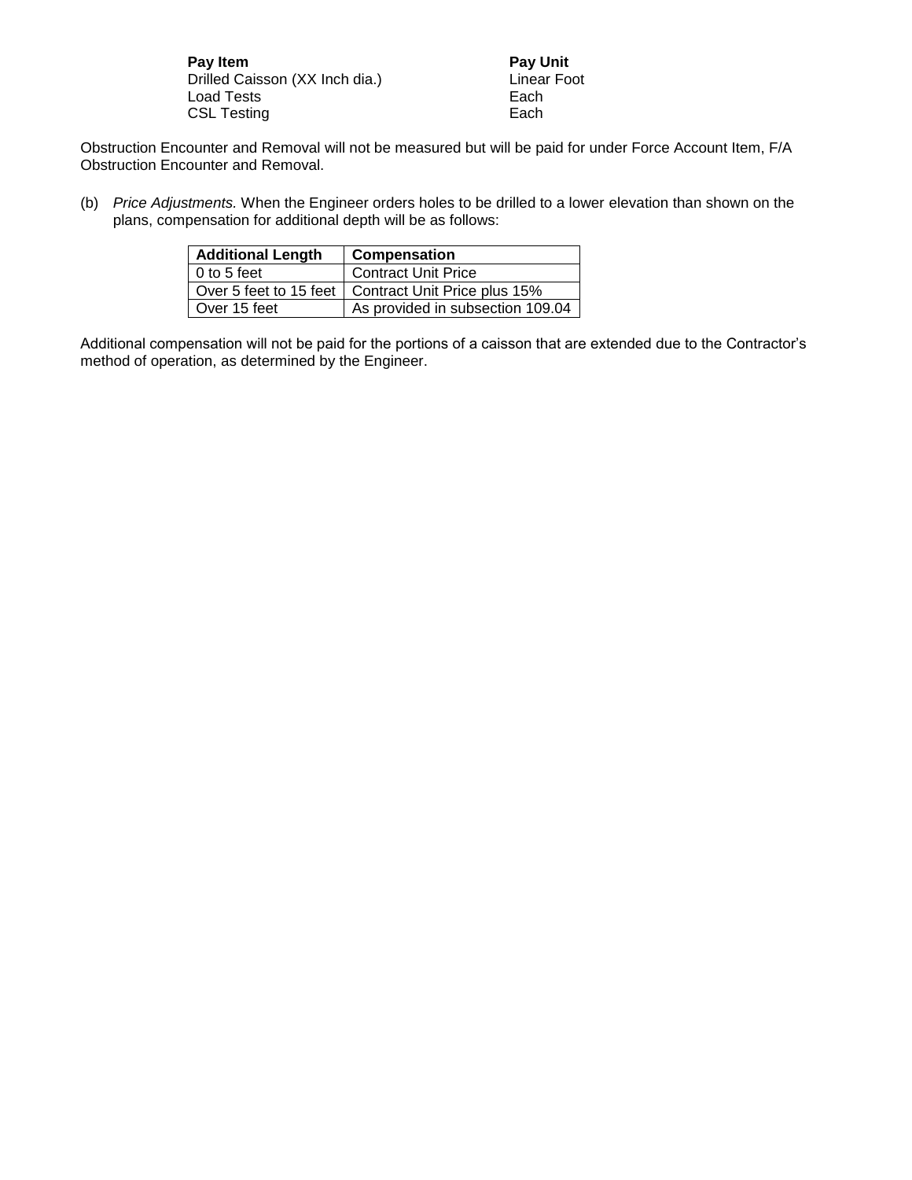| **Pay Item** | **Pay Unit** |
|---|---|
| Drilled Caisson (XX Inch dia.) | Linear Foot |
| Load Tests | Each |
| CSL Testing | Each |

Obstruction Encounter and Removal will not be measured but will be paid for under Force Account Item, F/A Obstruction Encounter and Removal.

(b) *Price Adjustments.* When the Engineer orders holes to be drilled to a lower elevation than shown on the plans, compensation for additional depth will be as follows:

| Additional Length | Compensation |
|---|---|
| 0 to 5 feet | Contract Unit Price |
| Over 5 feet to 15 feet | Contract Unit Price plus 15% |
| Over 15 feet | As provided in subsection 109.04 |

Additional compensation will not be paid for the portions of a caisson that are extended due to the Contractor's method of operation, as determined by the Engineer.